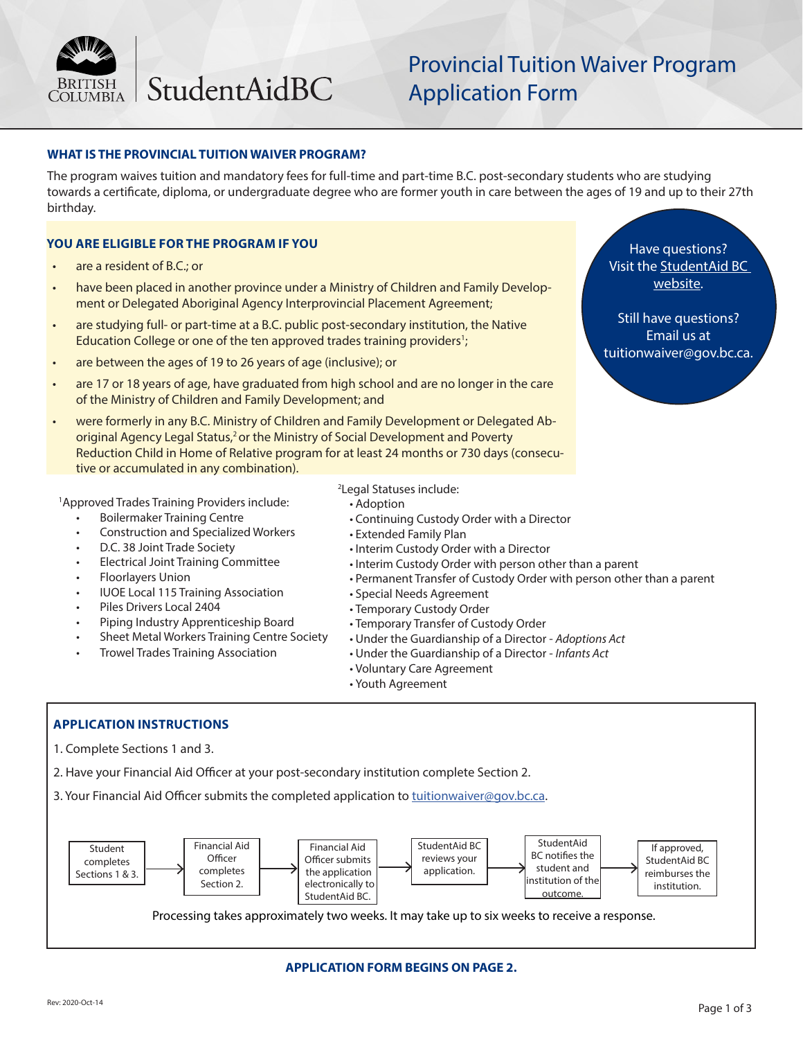# Provincial Tuition Waiver Program Application Form

BRITISH COLUMBIA | StudentAidBC

### WHAT IS THE PROVINCIAL TUITION WAIVER PROGRAM?

The program waives tuition and mandatory fees for full-time and part-time B.C. post-secondary students who are studying towards a certificate, diploma, or undergraduate degree who are former youth in care between the ages of 19 and up to their 27th birthday.

### YOU ARE ELIGIBLE FOR THE PROGRAM IF YOU

- are a resident of B.C.; or
- have been placed in another province under a Ministry of Children and Family Development or Delegated Aboriginal Agency Interprovincial Placement Agreement;
- are studying full- or part-time at a B.C. public post-secondary institution, the Native Education College or one of the ten approved trades training providers[1];
- are between the ages of 19 to 26 years of age (inclusive); or
- are 17 or 18 years of age, have graduated from high school and are no longer in the care of the Ministry of Children and Family Development; and
- were formerly in any B.C. Ministry of Children and Family Development or Delegated Aboriginal Agency Legal Status,[2] or the Ministry of Social Development and Poverty Reduction Child in Home of Relative program for at least 24 months or 730 days (consecutive or accumulated in any combination).

Have questions? Visit the StudentAid BC website.

Still have questions? Email us at tuitionwaiver@gov.bc.ca.

[1]Approved Trades Training Providers include:

- Boilermaker Training Centre
- Construction and Specialized Workers
- D.C. 38 Joint Trade Society
- Electrical Joint Training Committee
- Floorlayers Union
- IUOE Local 115 Training Association
- Piles Drivers Local 2404
- Piping Industry Apprenticeship Board
- Sheet Metal Workers Training Centre Society
- Trowel Trades Training Association

[2]Legal Statuses include:

- Adoption
- Continuing Custody Order with a Director
- Extended Family Plan
- Interim Custody Order with a Director
- Interim Custody Order with person other than a parent
- Permanent Transfer of Custody Order with person other than a parent
- Special Needs Agreement
- Temporary Custody Order
- Temporary Transfer of Custody Order
- Under the Guardianship of a Director - *Adoptions Act*
- Under the Guardianship of a Director - *Infants Act*
- Voluntary Care Agreement
- Youth Agreement

### APPLICATION INSTRUCTIONS

1. Complete Sections 1 and 3.
2. Have your Financial Aid Officer at your post-secondary institution complete Section 2.
3. Your Financial Aid Officer submits the completed application to tuitionwaiver@gov.bc.ca.

Student completes Sections 1 & 3. → Financial Aid Officer completes Section 2. → Financial Aid Officer submits the application electronically to StudentAid BC. → StudentAid BC reviews your application. → StudentAid BC notifies the student and institution of the outcome. → If approved, StudentAid BC reimburses the institution.

Processing takes approximately two weeks. It may take up to six weeks to receive a response.

**APPLICATION FORM BEGINS ON PAGE 2.**

Rev: 2020-Oct-14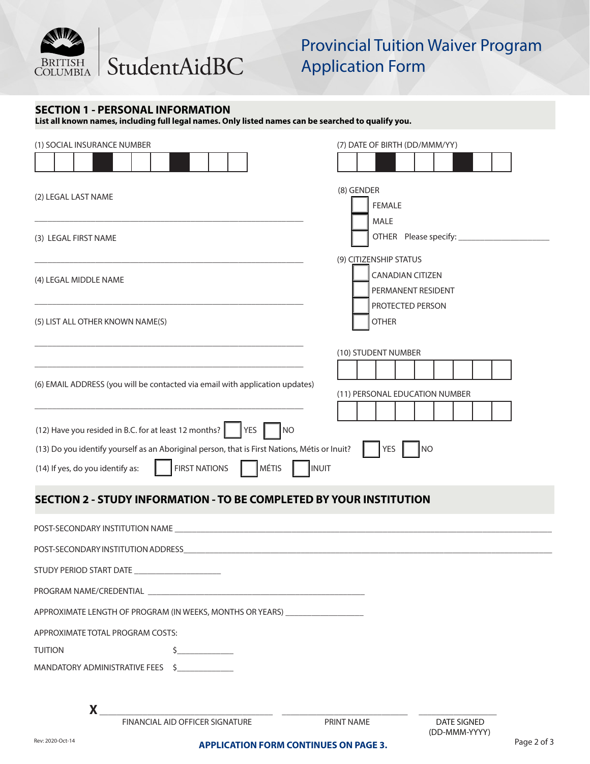# Provincial Tuition Waiver Program Application Form

## SECTION 1 - PERSONAL INFORMATION

**List all known names, including full legal names. Only listed names can be searched to qualify you.**

(1) SOCIAL INSURANCE NUMBER

(2) LEGAL LAST NAME

(3) LEGAL FIRST NAME

(4) LEGAL MIDDLE NAME

(5) LIST ALL OTHER KNOWN NAME(S)

(6) EMAIL ADDRESS (you will be contacted via email with application updates)

(7) DATE OF BIRTH (DD/MMM/YY)

(8) GENDER

- ☐ FEMALE
- ☐ MALE
- ☐ OTHER Please specify: ____________________

(9) CITIZENSHIP STATUS

- ☐ CANADIAN CITIZEN
- ☐ PERMANENT RESIDENT
- ☐ PROTECTED PERSON
- ☐ OTHER

(10) STUDENT NUMBER

(11) PERSONAL EDUCATION NUMBER

(12) Have you resided in B.C. for at least 12 months? ☐ YES ☐ NO

(13) Do you identify yourself as an Aboriginal person, that is First Nations, Métis or Inuit? ☐ YES ☐ NO

(14) If yes, do you identify as: ☐ FIRST NATIONS ☐ MÉTIS ☐ INUIT

## SECTION 2 - STUDY INFORMATION - TO BE COMPLETED BY YOUR INSTITUTION

POST-SECONDARY INSTITUTION NAME ____________________

POST-SECONDARY INSTITUTION ADDRESS ____________________

STUDY PERIOD START DATE ____________________

PROGRAM NAME/CREDENTIAL ____________________

APPROXIMATE LENGTH OF PROGRAM (IN WEEKS, MONTHS OR YEARS) ____________________

APPROXIMATE TOTAL PROGRAM COSTS:

TUITION $____________

MANDATORY ADMINISTRATIVE FEES $____________

**X** ____________________ ____________________ ____________________

FINANCIAL AID OFFICER SIGNATURE | PRINT NAME | DATE SIGNED (DD-MMM-YYYY)

Rev: 2020-Oct-14

**APPLICATION FORM CONTINUES ON PAGE 3.**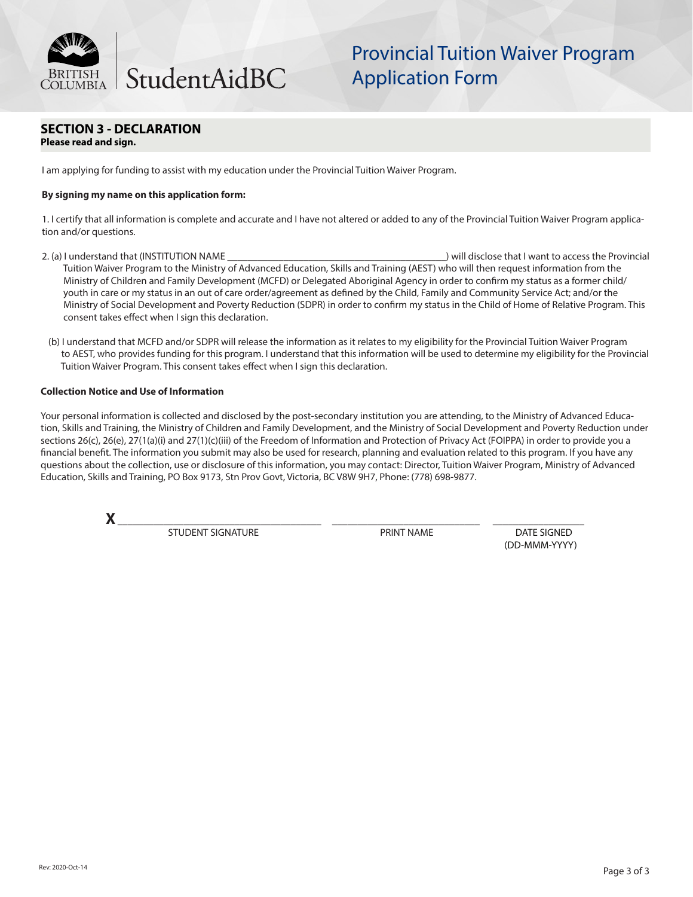# Provincial Tuition Waiver Program Application Form

## SECTION 3 - DECLARATION

**Please read and sign.**

I am applying for funding to assist with my education under the Provincial Tuition Waiver Program.

**By signing my name on this application form:**

1. I certify that all information is complete and accurate and I have not altered or added to any of the Provincial Tuition Waiver Program application and/or questions.

2. (a) I understand that (INSTITUTION NAME ____________________________________________) will disclose that I want to access the Provincial Tuition Waiver Program to the Ministry of Advanced Education, Skills and Training (AEST) who will then request information from the Ministry of Children and Family Development (MCFD) or Delegated Aboriginal Agency in order to confirm my status as a former child/youth in care or my status in an out of care order/agreement as defined by the Child, Family and Community Service Act; and/or the Ministry of Social Development and Poverty Reduction (SDPR) in order to confirm my status in the Child of Home of Relative Program. This consent takes effect when I sign this declaration.

   (b) I understand that MCFD and/or SDPR will release the information as it relates to my eligibility for the Provincial Tuition Waiver Program to AEST, who provides funding for this program. I understand that this information will be used to determine my eligibility for the Provincial Tuition Waiver Program. This consent takes effect when I sign this declaration.

**Collection Notice and Use of Information**

Your personal information is collected and disclosed by the post-secondary institution you are attending, to the Ministry of Advanced Education, Skills and Training, the Ministry of Children and Family Development, and the Ministry of Social Development and Poverty Reduction under sections 26(c), 26(e), 27(1(a)(i) and 27(1)(c)(iii) of the Freedom of Information and Protection of Privacy Act (FOIPPA) in order to provide you a financial benefit. The information you submit may also be used for research, planning and evaluation related to this program. If you have any questions about the collection, use or disclosure of this information, you may contact: Director, Tuition Waiver Program, Ministry of Advanced Education, Skills and Training, PO Box 9173, Stn Prov Govt, Victoria, BC V8W 9H7, Phone: (778) 698-9877.

**X** ____________________________________ ____________________________ __________________

STUDENT SIGNATURE PRINT NAME DATE SIGNED (DD-MMM-YYYY)

Rev: 2020-Oct-14